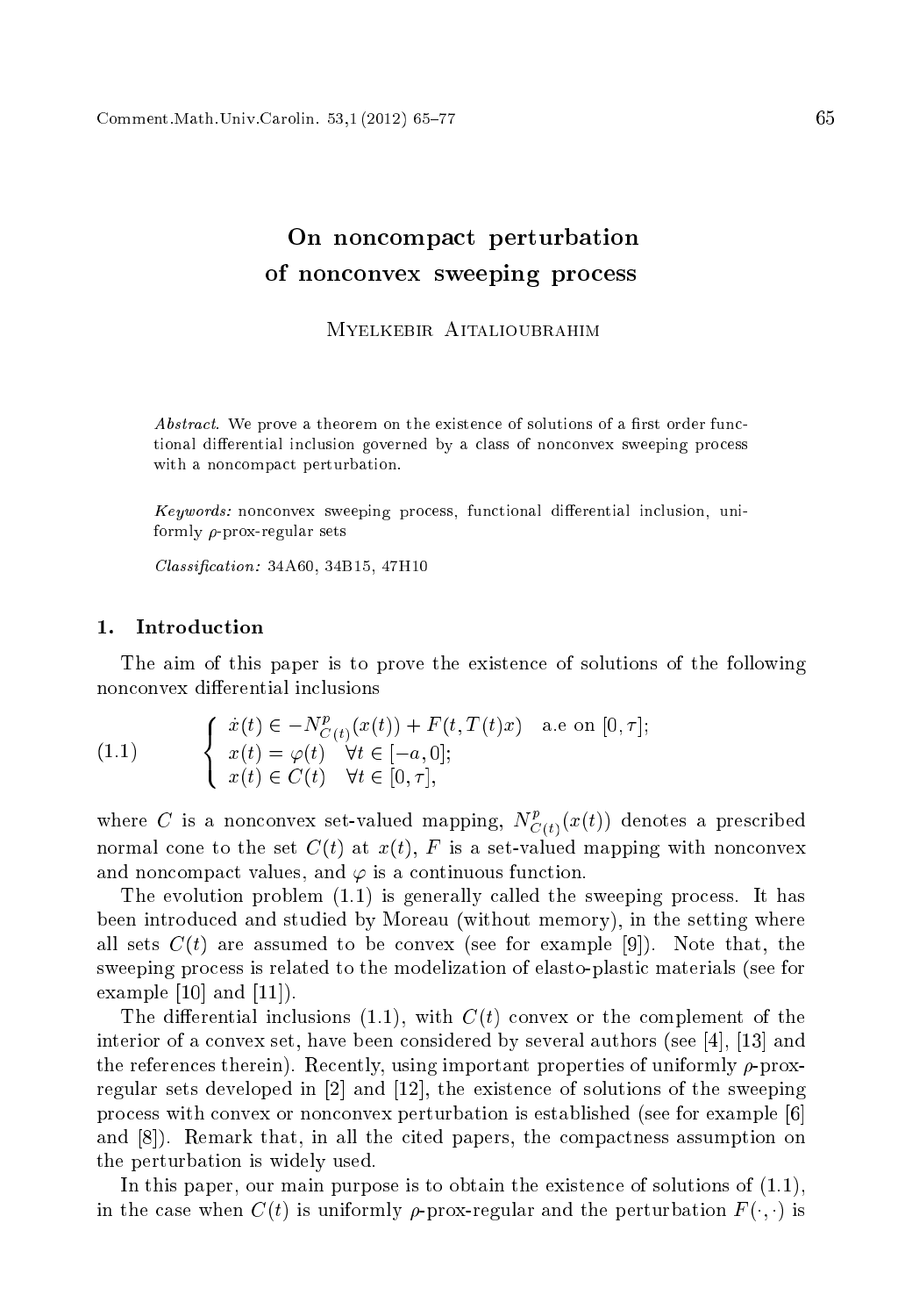# On noncompact perturbation of nonconvex sweeping process

Myelkebir Aitalioubrahim

*Abstract.* We prove a theorem on the existence of solutions of a first order functional differential inclusion governed by a class of nonconvex sweeping process with a noncompact perturbation.

*Keywords:* nonconvex sweeping process, functional differential inclusion, uniformly $\rho$-prox-regular sets

*Classification:* 34A60, 34B15, 47H10

## 1. Introduction

The aim of this paper is to prove the existence of solutions of the following nonconvex differential inclusions

$$
\begin{cases} \dot{x}(t) \in -N^p_{C(t)}(x(t)) + F(t, T(t)x) & \text{a.e on } [0, \tau]; \\ x(t) = \varphi(t) \quad \forall t \in [-a, 0]; \\ x(t) \in C(t) \quad \forall t \in [0, \tau], \end{cases} \tag{1.1}
$$

where $C$ is a nonconvex set-valued mapping, $N^p_{C(t)}(x(t))$ denotes a prescribed normal cone to the set $C(t)$ at $x(t)$, $F$ is a set-valued mapping with nonconvex and noncompact values, and $\varphi$ is a continuous function.

The evolution problem (1.1) is generally called the sweeping process. It has been introduced and studied by Moreau (without memory), in the setting where all sets $C(t)$ are assumed to be convex (see for example [9]). Note that, the sweeping process is related to the modelization of elasto-plastic materials (see for example [10] and [11]).

The differential inclusions (1.1), with $C(t)$ convex or the complement of the interior of a convex set, have been considered by several authors (see [4], [13] and the references therein). Recently, using important properties of uniformly $\rho$-prox-regular sets developed in [2] and [12], the existence of solutions of the sweeping process with convex or nonconvex perturbation is established (see for example [6] and [8]). Remark that, in all the cited papers, the compactness assumption on the perturbation is widely used.

In this paper, our main purpose is to obtain the existence of solutions of (1.1), in the case when $C(t)$ is uniformly $\rho$-prox-regular and the perturbation $F(\cdot, \cdot)$ is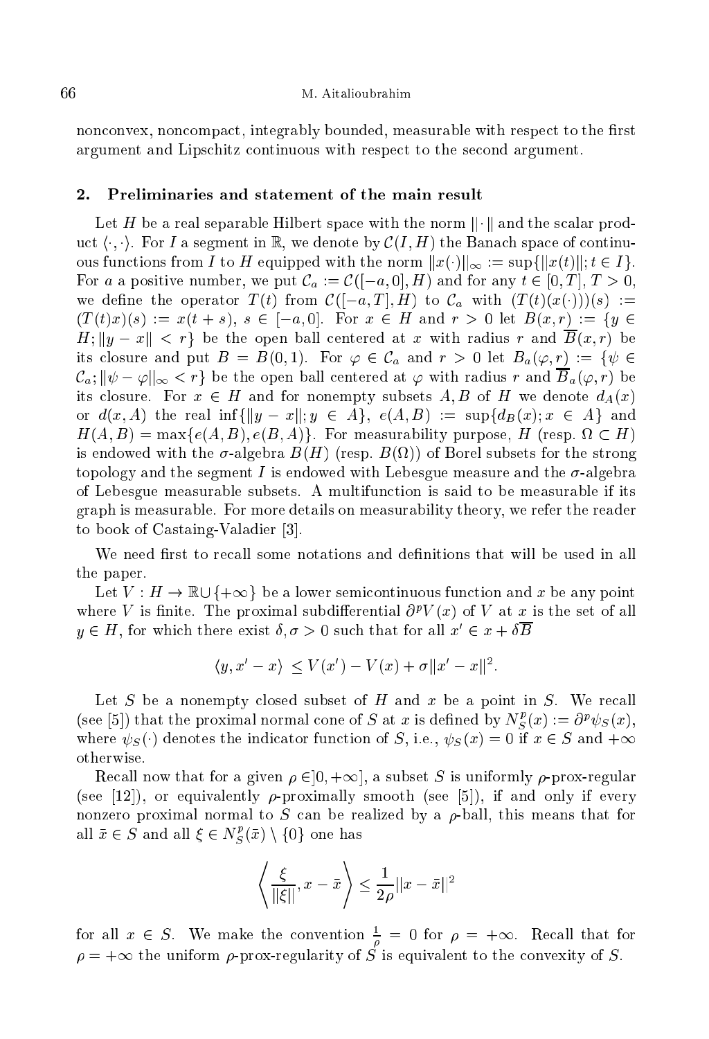nonconvex, noncompact, integrably bounded, measurable with respect to the first argument and Lipschitz continuous with respect to the second argument.

## 2. Preliminaries and statement of the main result

Let $H$ be a real separable Hilbert space with the norm $\|\cdot\|$ and the scalar product $\langle \cdot, \cdot \rangle$. For $I$ a segment in $\mathbb{R}$, we denote by $\mathcal{C}(I, H)$ the Banach space of continuous functions from $I$ to $H$ equipped with the norm $\|x(\cdot)\|_\infty := \sup\{\|x(t)\|; t \in I\}$. For $a$ a positive number, we put $\mathcal{C}_a := \mathcal{C}([-a, 0], H)$ and for any $t \in [0, T]$, $T > 0$, we define the operator $T(t)$ from $\mathcal{C}([-a, T], H)$ to $\mathcal{C}_a$ with $(T(t)(x(\cdot)))(s) := (T(t)x)(s) := x(t + s)$, $s \in [-a, 0]$. For $x \in H$ and $r > 0$ let $B(x, r) := \{y \in H; \|y - x\| < r\}$ be the open ball centered at $x$ with radius $r$ and $\overline{B}(x, r)$ be its closure and put $B = B(0, 1)$. For $\varphi \in \mathcal{C}_a$ and $r > 0$ let $B_a(\varphi, r) := \{\psi \in \mathcal{C}_a; \|\psi - \varphi\|_\infty < r\}$ be the open ball centered at $\varphi$ with radius $r$ and $\overline{B}_a(\varphi, r)$ be its closure. For $x \in H$ and for nonempty subsets $A, B$ of $H$ we denote $d_A(x)$ or $d(x, A)$ the real $\inf\{\|y - x\|; y \in A\}$, $e(A, B) := \sup\{d_B(x); x \in A\}$ and $H(A, B) = \max\{e(A, B), e(B, A)\}$. For measurability purpose, $H$ (resp. $\Omega \subset H$) is endowed with the $\sigma$-algebra $B(H)$ (resp. $B(\Omega)$) of Borel subsets for the strong topology and the segment $I$ is endowed with Lebesgue measure and the $\sigma$-algebra of Lebesgue measurable subsets. A multifunction is said to be measurable if its graph is measurable. For more details on measurability theory, we refer the reader to book of Castaing-Valadier [3].

We need first to recall some notations and definitions that will be used in all the paper.

Let $V : H \to \mathbb{R} \cup \{+\infty\}$ be a lower semicontinuous function and $x$ be any point where $V$ is finite. The proximal subdifferential $\partial^p V(x)$ of $V$ at $x$ is the set of all $y \in H$, for which there exist $\delta, \sigma > 0$ such that for all $x' \in x + \delta\overline{B}$

$$\langle y, x' - x\rangle \leq V(x') - V(x) + \sigma\|x' - x\|^2.$$

Let $S$ be a nonempty closed subset of $H$ and $x$ be a point in $S$. We recall (see [5]) that the proximal normal cone of $S$ at $x$ is defined by $N_S^p(x) := \partial^p \psi_S(x)$, where $\psi_S(\cdot)$ denotes the indicator function of $S$, i.e., $\psi_S(x) = 0$ if $x \in S$ and $+\infty$ otherwise.

Recall now that for a given $\rho \in ]0, +\infty]$, a subset $S$ is uniformly $\rho$-prox-regular (see [12]), or equivalently $\rho$-proximally smooth (see [5]), if and only if every nonzero proximal normal to $S$ can be realized by a $\rho$-ball, this means that for all $\bar{x} \in S$ and all $\xi \in N_S^p(\bar{x}) \setminus \{0\}$ one has

$$\left\langle \frac{\xi}{\|\xi\|}, x - \bar{x} \right\rangle \leq \frac{1}{2\rho}\|x - \bar{x}\|^2$$

for all $x \in S$. We make the convention $\frac{1}{\rho} = 0$ for $\rho = +\infty$. Recall that for $\rho = +\infty$ the uniform $\rho$-prox-regularity of $S$ is equivalent to the convexity of $S$.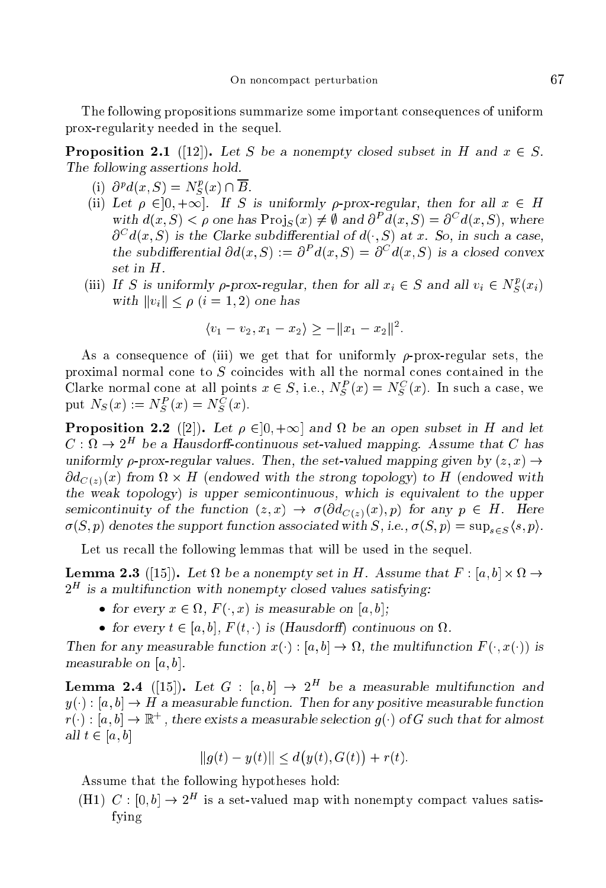The following propositions summarize some important consequences of uniform prox-regularity needed in the sequel.

**Proposition 2.1** ([12]). *Let $S$ be a nonempty closed subset in $H$ and $x \in S$. The following assertions hold.*

(i) $\partial^p d(x, S) = N_S^p(x) \cap \overline{B}$.

(ii) *Let $\rho \in ]0, +\infty]$. If $S$ is uniformly $\rho$-prox-regular, then for all $x \in H$ with $d(x, S) < \rho$ one has $\mathrm{Proj}_S(x) \neq \emptyset$ and $\partial^P d(x, S) = \partial^C d(x, S)$, where $\partial^C d(x, S)$ is the Clarke subdifferential of $d(\cdot, S)$ at $x$. So, in such a case, the subdifferential $\partial d(x, S) := \partial^P d(x, S) = \partial^C d(x, S)$ is a closed convex set in $H$.*

(iii) *If $S$ is uniformly $\rho$-prox-regular, then for all $x_i \in S$ and all $v_i \in N_S^p(x_i)$ with $\|v_i\| \leq \rho$ $(i = 1, 2)$ one has*

$$\langle v_1 - v_2, x_1 - x_2 \rangle \geq -\|x_1 - x_2\|^2.$$

As a consequence of (iii) we get that for uniformly $\rho$-prox-regular sets, the proximal normal cone to $S$ coincides with all the normal cones contained in the Clarke normal cone at all points $x \in S$, i.e., $N_S^P(x) = N_S^C(x)$. In such a case, we put $N_S(x) := N_S^P(x) = N_S^C(x)$.

**Proposition 2.2** ([2]). *Let $\rho \in ]0, +\infty]$ and $\Omega$ be an open subset in $H$ and let $C : \Omega \to 2^H$ be a Hausdorff-continuous set-valued mapping. Assume that $C$ has uniformly $\rho$-prox-regular values. Then, the set-valued mapping given by $(z, x) \to \partial d_{C(z)}(x)$ from $\Omega \times H$ (endowed with the strong topology) to $H$ (endowed with the weak topology) is upper semicontinuous, which is equivalent to the upper semicontinuity of the function $(z, x) \to \sigma(\partial d_{C(z)}(x), p)$ for any $p \in H$. Here $\sigma(S, p)$ denotes the support function associated with $S$, i.e., $\sigma(S, p) = \sup_{s \in S} \langle s, p \rangle$.*

Let us recall the following lemmas that will be used in the sequel.

**Lemma 2.3** ([15]). *Let $\Omega$ be a nonempty set in $H$. Assume that $F : [a, b] \times \Omega \to 2^H$ is a multifunction with nonempty closed values satisfying:*

- *for every $x \in \Omega$, $F(\cdot, x)$ is measurable on $[a, b]$;*
- *for every $t \in [a, b]$, $F(t, \cdot)$ is (Hausdorff) continuous on $\Omega$.*

*Then for any measurable function $x(\cdot) : [a, b] \to \Omega$, the multifunction $F(\cdot, x(\cdot))$ is measurable on $[a, b]$.*

**Lemma 2.4** ([15]). *Let $G : [a, b] \to 2^H$ be a measurable multifunction and $y(\cdot) : [a, b] \to H$ a measurable function. Then for any positive measurable function $r(\cdot) : [a, b] \to \mathbb{R}^+$, there exists a measurable selection $g(\cdot)$ of $G$ such that for almost all $t \in [a, b]$*

$$\|g(t) - y(t)\| \leq d\big(y(t), G(t)\big) + r(t).$$

Assume that the following hypotheses hold:

(H1) $C : [0, b] \to 2^H$ is a set-valued map with nonempty compact values satisfying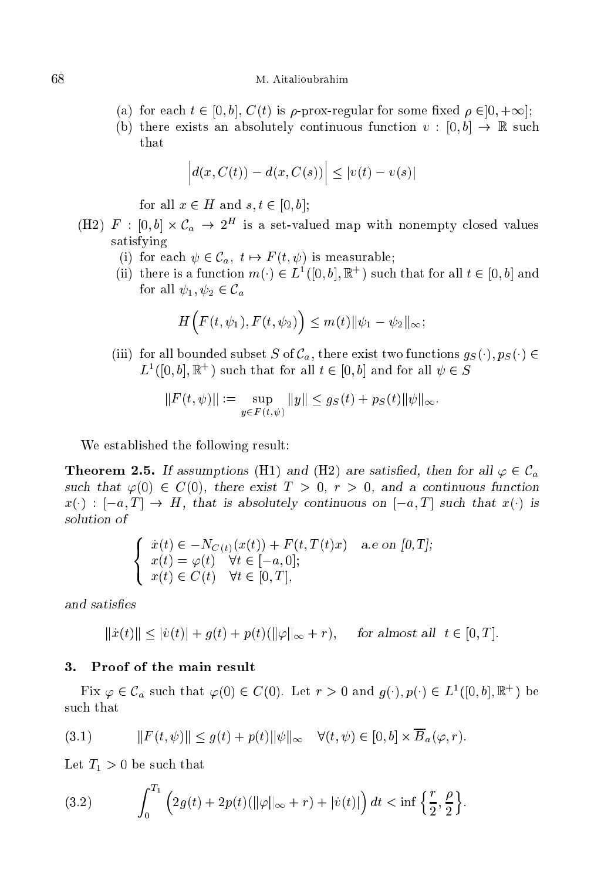(a) for each $t \in [0, b]$, $C(t)$ is $\rho$-prox-regular for some fixed $\rho \in ]0, +\infty]$;

(b) there exists an absolutely continuous function $v : [0, b] \to \mathbb{R}$ such that

$$\Big| d(x, C(t)) - d(x, C(s)) \Big| \leq |v(t) - v(s)|$$

for all $x \in H$ and $s, t \in [0, b]$;

(H2) $F : [0, b] \times \mathcal{C}_a \to 2^H$ is a set-valued map with nonempty closed values satisfying

(i) for each $\psi \in \mathcal{C}_a$, $t \mapsto F(t, \psi)$ is measurable;

(ii) there is a function $m(\cdot) \in L^1([0, b], \mathbb{R}^+)$ such that for all $t \in [0, b]$ and for all $\psi_1, \psi_2 \in \mathcal{C}_a$

$$H\Big(F(t, \psi_1), F(t, \psi_2)\Big) \leq m(t)\|\psi_1 - \psi_2\|_\infty;$$

(iii) for all bounded subset $S$ of $\mathcal{C}_a$, there exist two functions $g_S(\cdot), p_S(\cdot) \in L^1([0, b], \mathbb{R}^+)$ such that for all $t \in [0, b]$ and for all $\psi \in S$

$$\|F(t, \psi)\| := \sup_{y \in F(t,\psi)} \|y\| \leq g_S(t) + p_S(t)\|\psi\|_\infty.$$

We established the following result:

**Theorem 2.5.** *If assumptions (H1) and (H2) are satisfied, then for all $\varphi \in \mathcal{C}_a$ such that $\varphi(0) \in C(0)$, there exist $T > 0$, $r > 0$, and a continuous function $x(\cdot) : [-a, T] \to H$, that is absolutely continuous on $[-a, T]$ such that $x(\cdot)$ is solution of*

$$\begin{cases} \dot{x}(t) \in -N_{C(t)}(x(t)) + F(t, T(t)x) & \text{a.e on } [0,T]; \\ x(t) = \varphi(t) \quad \forall t \in [-a, 0]; \\ x(t) \in C(t) \quad \forall t \in [0, T], \end{cases}$$

*and satisfies*

$$\|\dot{x}(t)\| \leq |\dot{v}(t)| + g(t) + p(t)(\|\varphi\|_\infty + r), \qquad \text{for almost all } t \in [0, T].$$

## 3. Proof of the main result

Fix $\varphi \in \mathcal{C}_a$ such that $\varphi(0) \in C(0)$. Let $r > 0$ and $g(\cdot), p(\cdot) \in L^1([0, b], \mathbb{R}^+)$ be such that

$$\|F(t, \psi)\| \leq g(t) + p(t)\|\psi\|_\infty \quad \forall (t, \psi) \in [0, b] \times \overline{B}_a(\varphi, r). \tag{3.1}$$

Let $T_1 > 0$ be such that

$$\int_0^{T_1} \Big(2g(t) + 2p(t)(\|\varphi\|_\infty + r) + |\dot{v}(t)|\Big)\, dt < \inf\Big\{\frac{r}{2}, \frac{\rho}{2}\Big\}. \tag{3.2}$$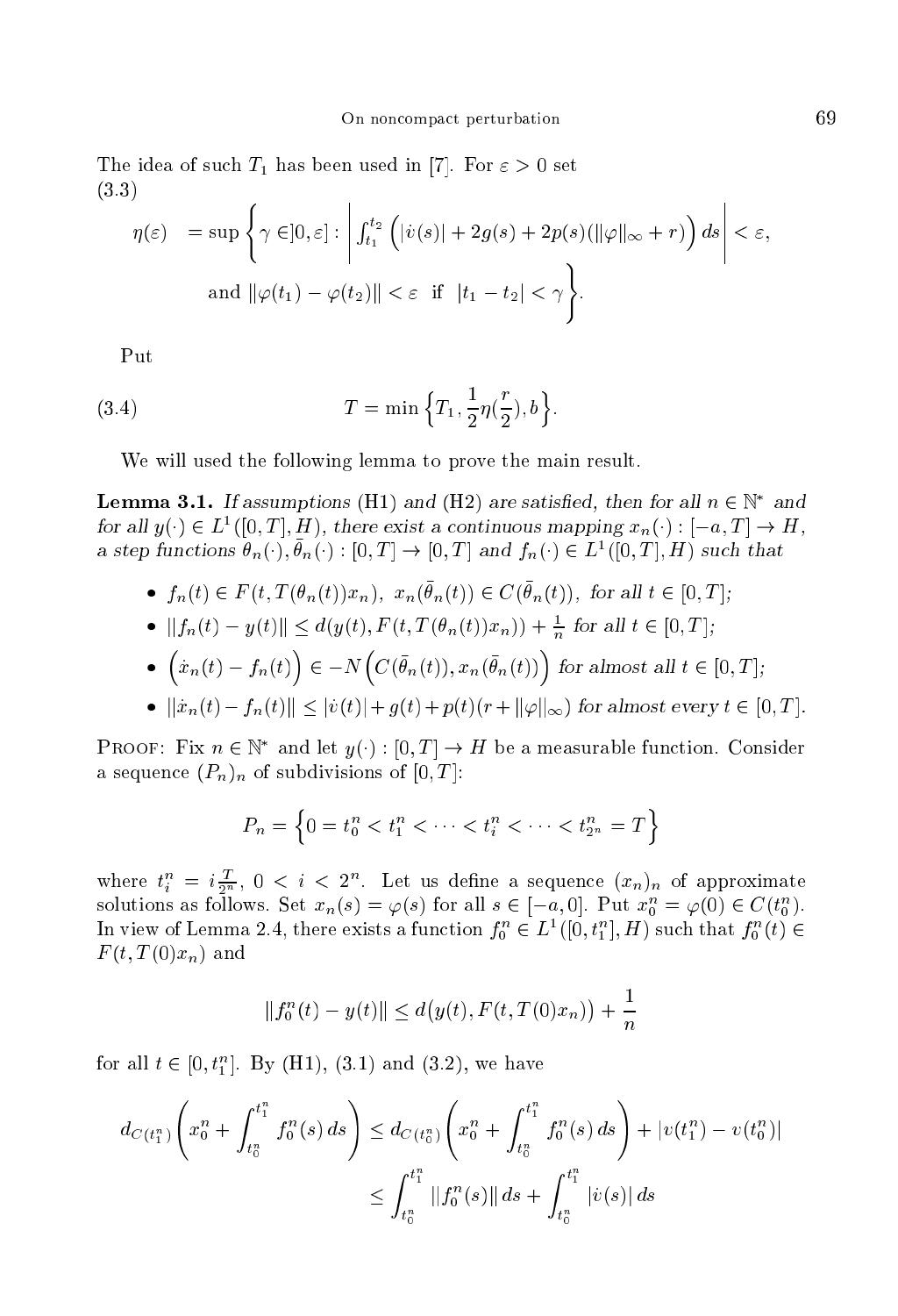The idea of such $T_1$ has been used in [7]. For $\varepsilon > 0$ set

$$\begin{aligned}
\eta(\varepsilon) \quad &= \sup \Bigg\{ \gamma \in ]0, \varepsilon] : \left| \int_{t_1}^{t_2} \Big( |\dot{v}(s)| + 2g(s) + 2p(s)(\|\varphi\|_\infty + r) \Big)\, ds \right| < \varepsilon, \\
&\qquad \text{and } \|\varphi(t_1) - \varphi(t_2)\| < \varepsilon \;\; \text{if} \;\; |t_1 - t_2| < \gamma \Bigg\}.
\end{aligned} \tag{3.3}$$

Put

$$T = \min \Big\{ T_1, \frac{1}{2}\eta(\frac{r}{2}), b \Big\}. \tag{3.4}$$

We will used the following lemma to prove the main result.

**Lemma 3.1.** *If assumptions* (H1) *and* (H2) *are satisfied, then for all $n \in \mathbb{N}^*$ and for all $y(\cdot) \in L^1([0,T], H)$, there exist a continuous mapping $x_n(\cdot) : [-a, T] \to H$, a step functions $\theta_n(\cdot), \bar{\theta}_n(\cdot) : [0,T] \to [0,T]$ and $f_n(\cdot) \in L^1([0,T], H)$ such that*

- *$f_n(t) \in F(t, T(\theta_n(t))x_n)$, $x_n(\bar{\theta}_n(t)) \in C(\bar{\theta}_n(t))$, for all $t \in [0,T]$;*
- *$\|f_n(t) - y(t)\| \leq d(y(t), F(t, T(\theta_n(t))x_n)) + \frac{1}{n}$ for all $t \in [0,T]$;*
- *$\Big(\dot{x}_n(t) - f_n(t)\Big) \in -N\Big(C(\bar{\theta}_n(t)), x_n(\bar{\theta}_n(t))\Big)$ for almost all $t \in [0,T]$;*
- *$\|\dot{x}_n(t) - f_n(t)\| \leq |\dot{v}(t)| + g(t) + p(t)(r + \|\varphi\|_\infty)$ for almost every $t \in [0,T]$.*

Proof: Fix $n \in \mathbb{N}^*$ and let $y(\cdot) : [0,T] \to H$ be a measurable function. Consider a sequence $(P_n)_n$ of subdivisions of $[0,T]$:

$$P_n = \Big\{ 0 = t_0^n < t_1^n < \cdots < t_i^n < \cdots < t_{2^n}^n = T \Big\}$$

where $t_i^n = i\frac{T}{2^n}$, $0 < i < 2^n$. Let us define a sequence $(x_n)_n$ of approximate solutions as follows. Set $x_n(s) = \varphi(s)$ for all $s \in [-a, 0]$. Put $x_0^n = \varphi(0) \in C(t_0^n)$. In view of Lemma 2.4, there exists a function $f_0^n \in L^1([0, t_1^n], H)$ such that $f_0^n(t) \in F(t, T(0)x_n)$ and

$$\|f_0^n(t) - y(t)\| \leq d\big(y(t), F(t, T(0)x_n)\big) + \frac{1}{n}$$

for all $t \in [0, t_1^n]$. By (H1), (3.1) and (3.2), we have

$$\begin{aligned}
d_{C(t_1^n)}\left( x_0^n + \int_{t_0^n}^{t_1^n} f_0^n(s)\, ds \right) &\leq d_{C(t_0^n)}\left( x_0^n + \int_{t_0^n}^{t_1^n} f_0^n(s)\, ds \right) + |v(t_1^n) - v(t_0^n)| \\
&\leq \int_{t_0^n}^{t_1^n} \|f_0^n(s)\|\, ds + \int_{t_0^n}^{t_1^n} |\dot{v}(s)|\, ds
\end{aligned}$$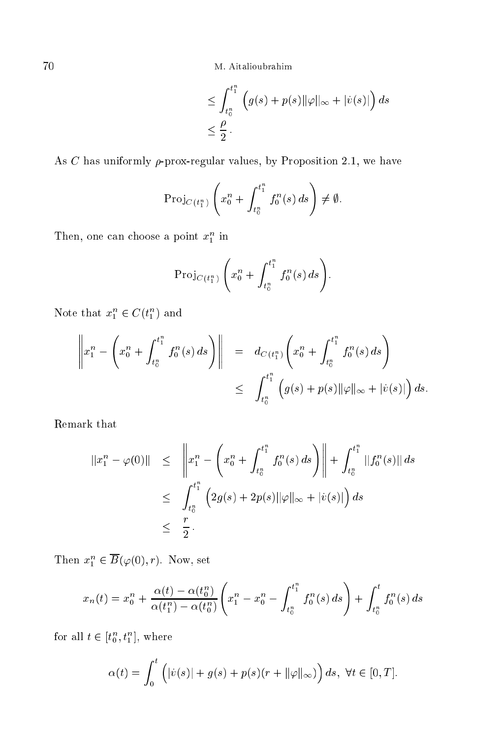$$
\begin{aligned}
&\leq \int_{t_0^n}^{t_1^n} \Big( g(s) + p(s)\|\varphi\|_\infty + |\dot{v}(s)| \Big)\, ds \\
&\leq \frac{\rho}{2}.
\end{aligned}
$$

As $C$ has uniformly $\rho$-prox-regular values, by Proposition 2.1, we have

$$
\mathrm{Proj}_{C(t_1^n)} \left( x_0^n + \int_{t_0^n}^{t_1^n} f_0^n(s)\, ds \right) \neq \emptyset.
$$

Then, one can choose a point $x_1^n$ in

$$
\mathrm{Proj}_{C(t_1^n)} \left( x_0^n + \int_{t_0^n}^{t_1^n} f_0^n(s)\, ds \right).
$$

Note that $x_1^n \in C(t_1^n)$ and

$$
\begin{aligned}
\left\| x_1^n - \left( x_0^n + \int_{t_0^n}^{t_1^n} f_0^n(s)\, ds \right) \right\| &= d_{C(t_1^n)} \left( x_0^n + \int_{t_0^n}^{t_1^n} f_0^n(s)\, ds \right) \\
&\leq \int_{t_0^n}^{t_1^n} \Big( g(s) + p(s)\|\varphi\|_\infty + |\dot{v}(s)| \Big)\, ds.
\end{aligned}
$$

Remark that

$$
\begin{aligned}
\|x_1^n - \varphi(0)\| &\leq \left\| x_1^n - \left( x_0^n + \int_{t_0^n}^{t_1^n} f_0^n(s)\, ds \right) \right\| + \int_{t_0^n}^{t_1^n} \|f_0^n(s)\|\, ds \\
&\leq \int_{t_0^n}^{t_1^n} \Big( 2g(s) + 2p(s)\|\varphi\|_\infty + |\dot{v}(s)| \Big)\, ds \\
&\leq \frac{r}{2}.
\end{aligned}
$$

Then $x_1^n \in \overline{B}(\varphi(0), r)$. Now, set

$$
x_n(t) = x_0^n + \frac{\alpha(t) - \alpha(t_0^n)}{\alpha(t_1^n) - \alpha(t_0^n)} \left( x_1^n - x_0^n - \int_{t_0^n}^{t_1^n} f_0^n(s)\, ds \right) + \int_{t_0^n}^{t} f_0^n(s)\, ds
$$

for all $t \in [t_0^n, t_1^n]$, where

$$
\alpha(t) = \int_0^t \Big( |\dot{v}(s)| + g(s) + p(s)(r + \|\varphi\|_\infty) \Big)\, ds, \ \forall t \in [0, T].
$$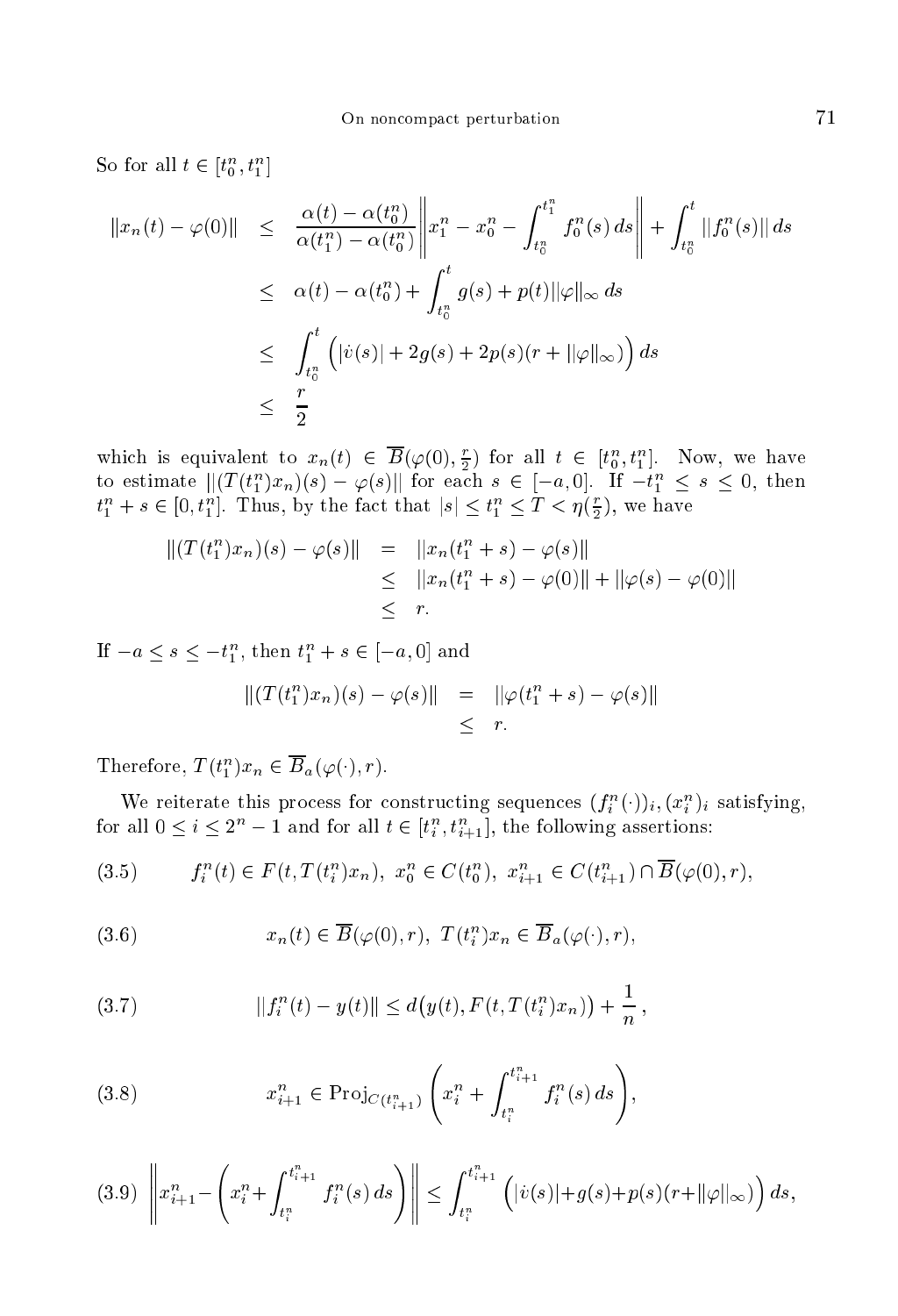So for all $t \in [t_0^n, t_1^n]$

$$
\begin{aligned}
\|x_n(t) - \varphi(0)\| &\leq \frac{\alpha(t) - \alpha(t_0^n)}{\alpha(t_1^n) - \alpha(t_0^n)} \left\| x_1^n - x_0^n - \int_{t_0^n}^{t_1^n} f_0^n(s)\, ds \right\| + \int_{t_0^n}^{t} \|f_0^n(s)\|\, ds \\
&\leq \alpha(t) - \alpha(t_0^n) + \int_{t_0^n}^{t} g(s) + p(t)\|\varphi\|_\infty\, ds \\
&\leq \int_{t_0^n}^{t} \Big( |\dot{v}(s)| + 2g(s) + 2p(s)(r + \|\varphi\|_\infty) \Big)\, ds \\
&\leq \frac{r}{2}
\end{aligned}
$$

which is equivalent to $x_n(t) \in \overline{B}(\varphi(0), \frac{r}{2})$ for all $t \in [t_0^n, t_1^n]$. Now, we have to estimate $\|(T(t_1^n)x_n)(s) - \varphi(s)\|$ for each $s \in [-a, 0]$. If $-t_1^n \leq s \leq 0$, then $t_1^n + s \in [0, t_1^n]$. Thus, by the fact that $|s| \leq t_1^n \leq T < \eta(\frac{r}{2})$, we have

$$
\begin{aligned}
\|(T(t_1^n)x_n)(s) - \varphi(s)\| &= \|x_n(t_1^n + s) - \varphi(s)\| \\
&\leq \|x_n(t_1^n + s) - \varphi(0)\| + \|\varphi(s) - \varphi(0)\| \\
&\leq r.
\end{aligned}
$$

If $-a \leq s \leq -t_1^n$, then $t_1^n + s \in [-a, 0]$ and

$$
\begin{aligned}
\|(T(t_1^n)x_n)(s) - \varphi(s)\| &= \|\varphi(t_1^n + s) - \varphi(s)\| \\
&\leq r.
\end{aligned}
$$

Therefore, $T(t_1^n)x_n \in \overline{B}_a(\varphi(\cdot), r)$.

We reiterate this process for constructing sequences $(f_i^n(\cdot))_i, (x_i^n)_i$ satisfying, for all $0 \leq i \leq 2^n - 1$ and for all $t \in [t_i^n, t_{i+1}^n]$, the following assertions:

$$
f_i^n(t) \in F(t, T(t_i^n)x_n),\ x_0^n \in C(t_0^n),\ x_{i+1}^n \in C(t_{i+1}^n) \cap \overline{B}(\varphi(0), r), \tag{3.5}
$$

$$
x_n(t) \in \overline{B}(\varphi(0), r),\ T(t_i^n)x_n \in \overline{B}_a(\varphi(\cdot), r), \tag{3.6}
$$

$$
\|f_i^n(t) - y(t)\| \leq d\big(y(t), F(t, T(t_i^n)x_n)\big) + \frac{1}{n}, \tag{3.7}
$$

$$
x_{i+1}^n \in \operatorname{Proj}_{C(t_{i+1}^n)} \left( x_i^n + \int_{t_i^n}^{t_{i+1}^n} f_i^n(s)\, ds \right), \tag{3.8}
$$

$$
\left\| x_{i+1}^n - \left( x_i^n + \int_{t_i^n}^{t_{i+1}^n} f_i^n(s)\, ds \right) \right\| \leq \int_{t_i^n}^{t_{i+1}^n} \Big( |\dot{v}(s)| + g(s) + p(s)(r + \|\varphi\|_\infty) \Big)\, ds, \tag{3.9}
$$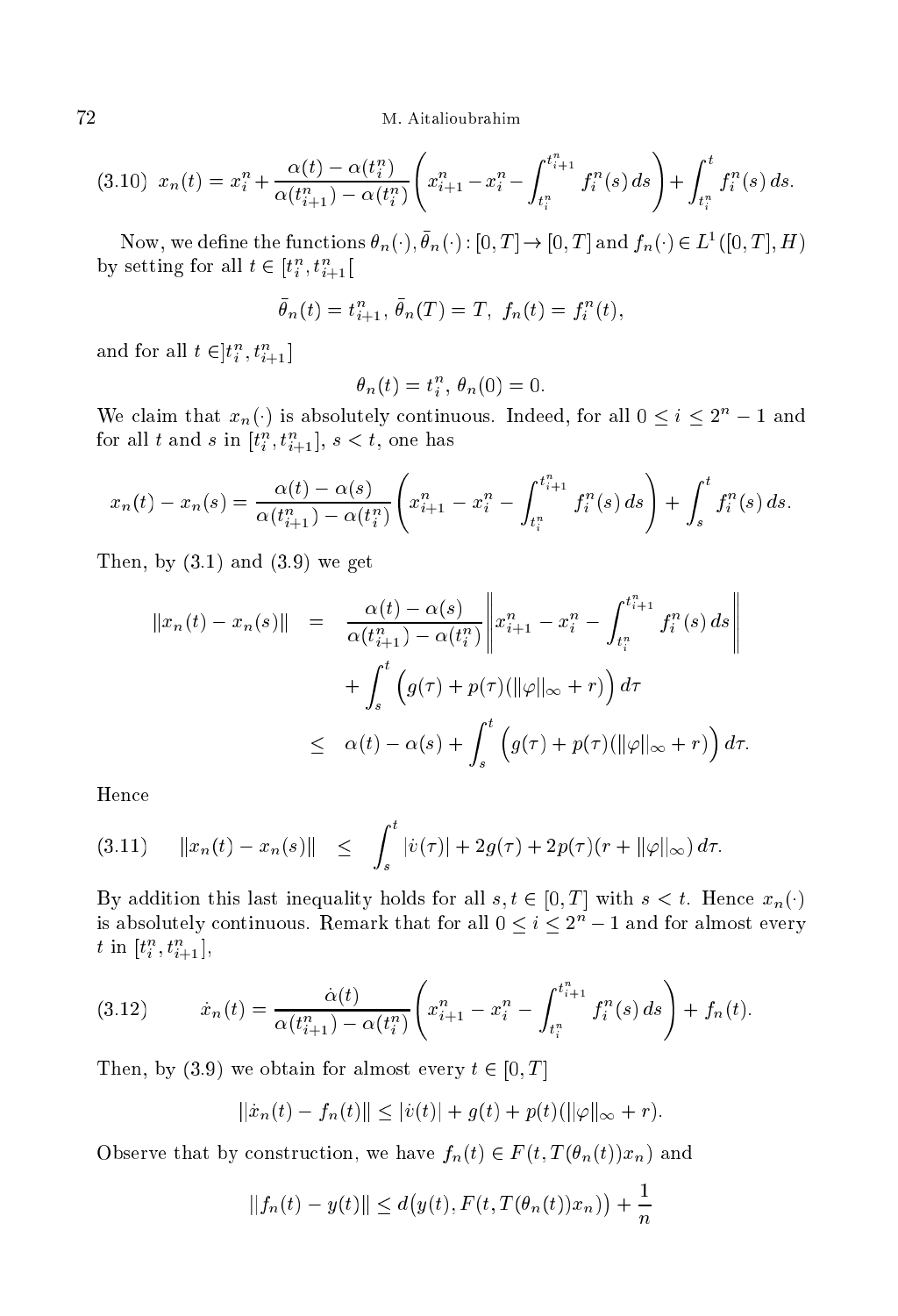$$(3.10)\quad x_n(t) = x_i^n + \frac{\alpha(t) - \alpha(t_i^n)}{\alpha(t_{i+1}^n) - \alpha(t_i^n)} \left( x_{i+1}^n - x_i^n - \int_{t_i^n}^{t_{i+1}^n} f_i^n(s)\, ds \right) + \int_{t_i^n}^{t} f_i^n(s)\, ds.$$

Now, we define the functions $\theta_n(\cdot), \bar{\theta}_n(\cdot) : [0,T] \to [0,T]$ and $f_n(\cdot) \in L^1([0,T], H)$ by setting for all $t \in [t_i^n, t_{i+1}^n[$

$$\bar{\theta}_n(t) = t_{i+1}^n,\ \bar{\theta}_n(T) = T,\ f_n(t) = f_i^n(t),$$

and for all $t \in ]t_i^n, t_{i+1}^n]$

$$\theta_n(t) = t_i^n,\ \theta_n(0) = 0.$$

We claim that $x_n(\cdot)$ is absolutely continuous. Indeed, for all $0 \le i \le 2^n - 1$ and for all $t$ and $s$ in $[t_i^n, t_{i+1}^n]$, $s < t$, one has

$$x_n(t) - x_n(s) = \frac{\alpha(t) - \alpha(s)}{\alpha(t_{i+1}^n) - \alpha(t_i^n)} \left( x_{i+1}^n - x_i^n - \int_{t_i^n}^{t_{i+1}^n} f_i^n(s)\, ds \right) + \int_s^t f_i^n(s)\, ds.$$

Then, by (3.1) and (3.9) we get

$$\begin{aligned}
\|x_n(t) - x_n(s)\| &= \frac{\alpha(t) - \alpha(s)}{\alpha(t_{i+1}^n) - \alpha(t_i^n)} \left\| x_{i+1}^n - x_i^n - \int_{t_i^n}^{t_{i+1}^n} f_i^n(s)\, ds \right\| \\
&\quad + \int_s^t \Big( g(\tau) + p(\tau)(\|\varphi\|_\infty + r) \Big)\, d\tau \\
&\le \alpha(t) - \alpha(s) + \int_s^t \Big( g(\tau) + p(\tau)(\|\varphi\|_\infty + r) \Big)\, d\tau.
\end{aligned}$$

Hence

$$(3.11)\qquad \|x_n(t) - x_n(s)\| \le \int_s^t |\dot{v}(\tau)| + 2g(\tau) + 2p(\tau)(r + \|\varphi\|_\infty)\, d\tau.$$

By addition this last inequality holds for all $s, t \in [0,T]$ with $s < t$. Hence $x_n(\cdot)$ is absolutely continuous. Remark that for all $0 \le i \le 2^n - 1$ and for almost every $t$ in $[t_i^n, t_{i+1}^n]$,

$$(3.12)\qquad \dot{x}_n(t) = \frac{\dot{\alpha}(t)}{\alpha(t_{i+1}^n) - \alpha(t_i^n)} \left( x_{i+1}^n - x_i^n - \int_{t_i^n}^{t_{i+1}^n} f_i^n(s)\, ds \right) + f_n(t).$$

Then, by (3.9) we obtain for almost every $t \in [0,T]$

$$\|\dot{x}_n(t) - f_n(t)\| \le |\dot{v}(t)| + g(t) + p(t)(\|\varphi\|_\infty + r).$$

Observe that by construction, we have $f_n(t) \in F(t, T(\theta_n(t))x_n)$ and

$$\|f_n(t) - y(t)\| \le d\big(y(t), F(t, T(\theta_n(t))x_n)\big) + \frac{1}{n}$$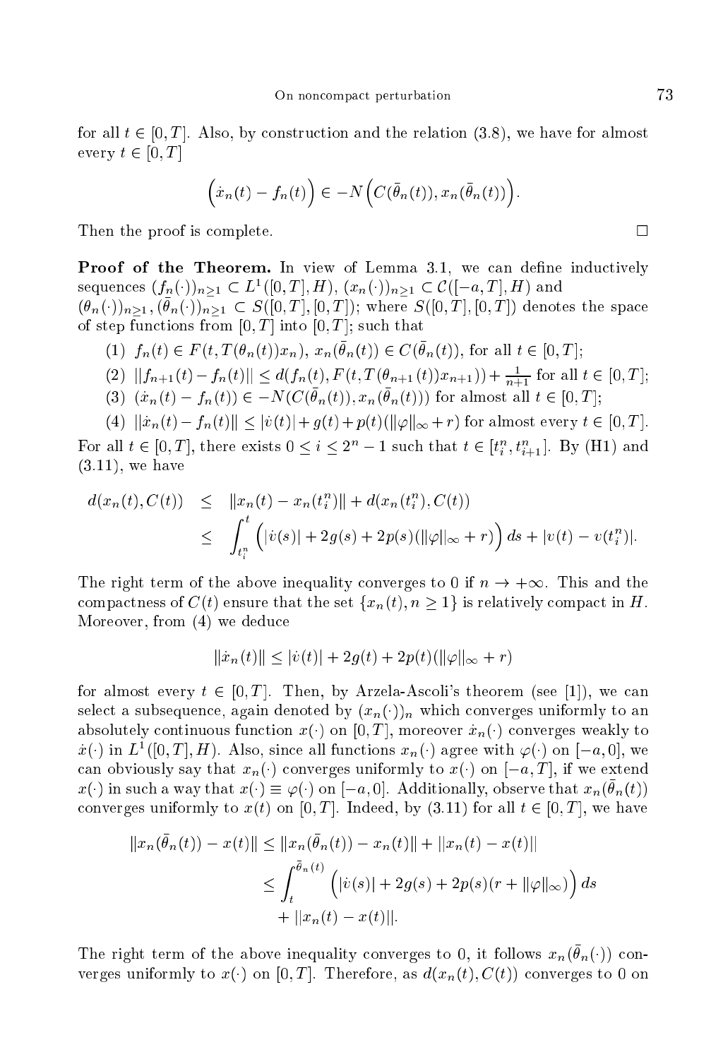for all $t \in [0, T]$. Also, by construction and the relation (3.8), we have for almost every $t \in [0, T]$

$$\Big(\dot{x}_n(t) - f_n(t)\Big) \in -N\Big(C(\bar{\theta}_n(t)), x_n(\bar{\theta}_n(t))\Big).$$

Then the proof is complete. $\square$

**Proof of the Theorem.** In view of Lemma 3.1, we can define inductively sequences $(f_n(\cdot))_{n\geq 1} \subset L^1([0,T], H)$, $(x_n(\cdot))_{n\geq 1} \subset \mathcal{C}([-a,T], H)$ and $(\theta_n(\cdot))_{n\geq 1}, (\bar{\theta}_n(\cdot))_{n\geq 1} \subset S([0,T],[0,T])$; where $S([0,T],[0,T])$ denotes the space of step functions from $[0,T]$ into $[0,T]$; such that

1. $f_n(t) \in F(t, T(\theta_n(t))x_n)$, $x_n(\bar{\theta}_n(t)) \in C(\bar{\theta}_n(t))$, for all $t \in [0,T]$;
2. $\|f_{n+1}(t) - f_n(t)\| \leq d(f_n(t), F(t, T(\theta_{n+1}(t))x_{n+1})) + \frac{1}{n+1}$ for all $t \in [0,T]$;
3. $(\dot{x}_n(t) - f_n(t)) \in -N(C(\bar{\theta}_n(t)), x_n(\bar{\theta}_n(t)))$ for almost all $t \in [0,T]$;
4. $\|\dot{x}_n(t) - f_n(t)\| \leq |\dot{v}(t)| + g(t) + p(t)(\|\varphi\|_\infty + r)$ for almost every $t \in [0,T]$.

For all $t \in [0,T]$, there exists $0 \leq i \leq 2^n - 1$ such that $t \in [t_i^n, t_{i+1}^n]$. By (H1) and (3.11), we have

$$\begin{aligned}
d(x_n(t), C(t)) &\leq \|x_n(t) - x_n(t_i^n)\| + d(x_n(t_i^n), C(t)) \\
&\leq \int_{t_i^n}^{t} \Big(|\dot{v}(s)| + 2g(s) + 2p(s)(\|\varphi\|_\infty + r)\Big)\, ds + |v(t) - v(t_i^n)|.
\end{aligned}$$

The right term of the above inequality converges to 0 if $n \to +\infty$. This and the compactness of $C(t)$ ensure that the set $\{x_n(t), n \geq 1\}$ is relatively compact in $H$. Moreover, from (4) we deduce

$$\|\dot{x}_n(t)\| \leq |\dot{v}(t)| + 2g(t) + 2p(t)(\|\varphi\|_\infty + r)$$

for almost every $t \in [0,T]$. Then, by Arzela-Ascoli's theorem (see [1]), we can select a subsequence, again denoted by $(x_n(\cdot))_n$ which converges uniformly to an absolutely continuous function $x(\cdot)$ on $[0,T]$, moreover $\dot{x}_n(\cdot)$ converges weakly to $\dot{x}(\cdot)$ in $L^1([0,T], H)$. Also, since all functions $x_n(\cdot)$ agree with $\varphi(\cdot)$ on $[-a, 0]$, we can obviously say that $x_n(\cdot)$ converges uniformly to $x(\cdot)$ on $[-a, T]$, if we extend $x(\cdot)$ in such a way that $x(\cdot) \equiv \varphi(\cdot)$ on $[-a, 0]$. Additionally, observe that $x_n(\bar{\theta}_n(t))$ converges uniformly to $x(t)$ on $[0,T]$. Indeed, by (3.11) for all $t \in [0,T]$, we have

$$\begin{aligned}
\|x_n(\bar{\theta}_n(t)) - x(t)\| &\leq \|x_n(\bar{\theta}_n(t)) - x_n(t)\| + \|x_n(t) - x(t)\| \\
&\leq \int_t^{\bar{\theta}_n(t)} \Big(|\dot{v}(s)| + 2g(s) + 2p(s)(r + \|\varphi\|_\infty)\Big)\, ds \\
&\quad + \|x_n(t) - x(t)\|.
\end{aligned}$$

The right term of the above inequality converges to 0, it follows $x_n(\bar{\theta}_n(\cdot))$ converges uniformly to $x(\cdot)$ on $[0,T]$. Therefore, as $d(x_n(t), C(t))$ converges to 0 on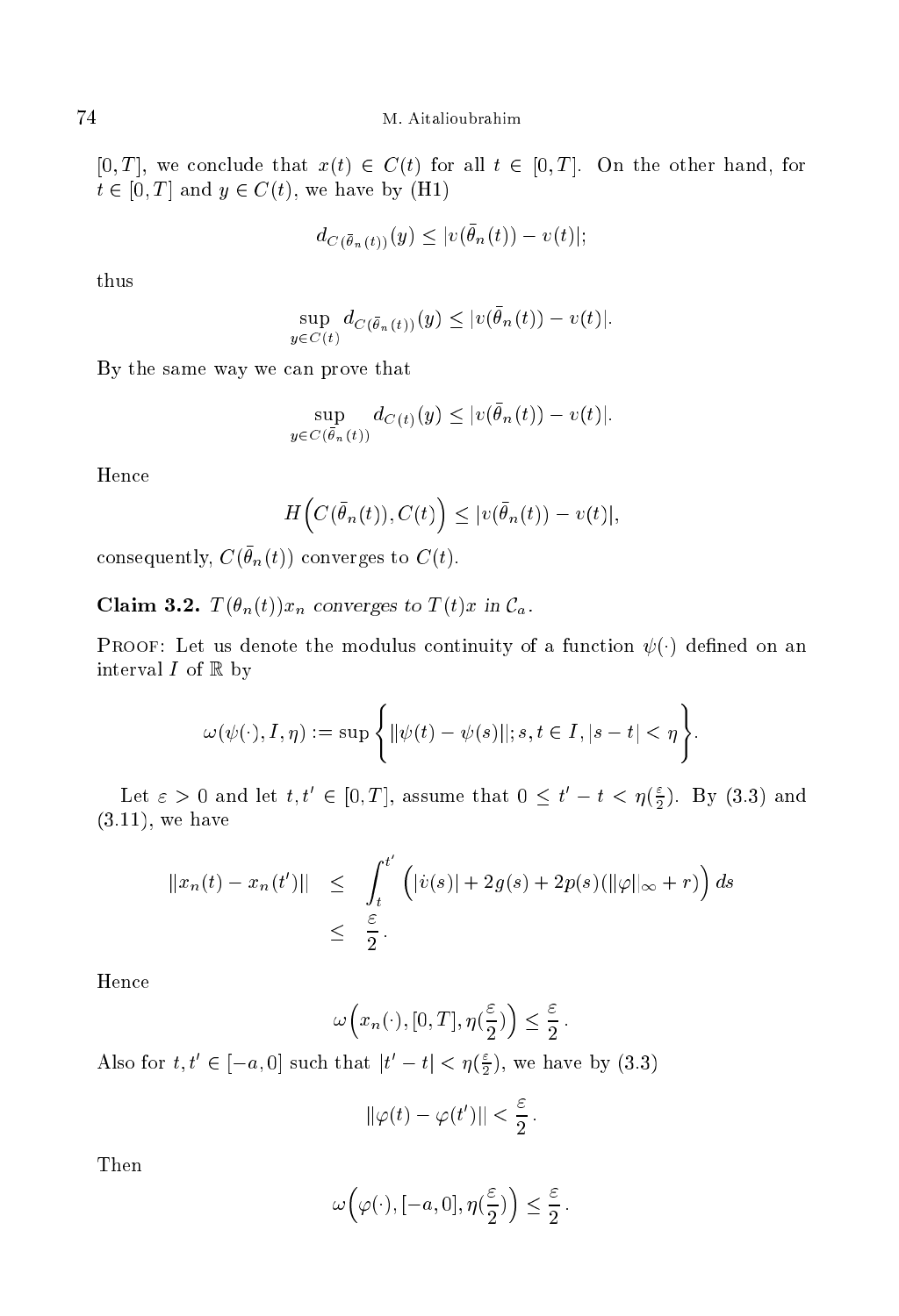$[0, T]$, we conclude that $x(t) \in C(t)$ for all $t \in [0, T]$. On the other hand, for $t \in [0, T]$ and $y \in C(t)$, we have by (H1)

$$d_{C(\bar{\theta}_n(t))}(y) \leq |v(\bar{\theta}_n(t)) - v(t)|;$$

thus

$$\sup_{y \in C(t)} d_{C(\bar{\theta}_n(t))}(y) \leq |v(\bar{\theta}_n(t)) - v(t)|.$$

By the same way we can prove that

$$\sup_{y \in C(\bar{\theta}_n(t))} d_{C(t)}(y) \leq |v(\bar{\theta}_n(t)) - v(t)|.$$

Hence

$$H\Big(C(\bar{\theta}_n(t)), C(t)\Big) \leq |v(\bar{\theta}_n(t)) - v(t)|,$$

consequently, $C(\bar{\theta}_n(t))$ converges to $C(t)$.

**Claim 3.2.** *$T(\theta_n(t))x_n$ converges to $T(t)x$ in $\mathcal{C}_a$.*

Proof: Let us denote the modulus continuity of a function $\psi(\cdot)$ defined on an interval $I$ of $\mathbb{R}$ by

$$\omega(\psi(\cdot), I, \eta) := \sup\bigg\{\|\psi(t) - \psi(s)\|; s, t \in I, |s - t| < \eta\bigg\}.$$

Let $\varepsilon > 0$ and let $t, t' \in [0, T]$, assume that $0 \leq t' - t < \eta(\frac{\varepsilon}{2})$. By (3.3) and (3.11), we have

$$\begin{aligned}
\|x_n(t) - x_n(t')\| &\leq \int_t^{t'} \Big(|\dot{v}(s)| + 2g(s) + 2p(s)(\|\varphi\|_\infty + r)\Big)\, ds \\
&\leq \frac{\varepsilon}{2}.
\end{aligned}$$

Hence

$$\omega\Big(x_n(\cdot), [0, T], \eta(\frac{\varepsilon}{2})\Big) \leq \frac{\varepsilon}{2}.$$

Also for $t, t' \in [-a, 0]$ such that $|t' - t| < \eta(\frac{\varepsilon}{2})$, we have by (3.3)

$$\|\varphi(t) - \varphi(t')\| < \frac{\varepsilon}{2}.$$

Then

$$\omega\Big(\varphi(\cdot), [-a, 0], \eta(\frac{\varepsilon}{2})\Big) \leq \frac{\varepsilon}{2}.$$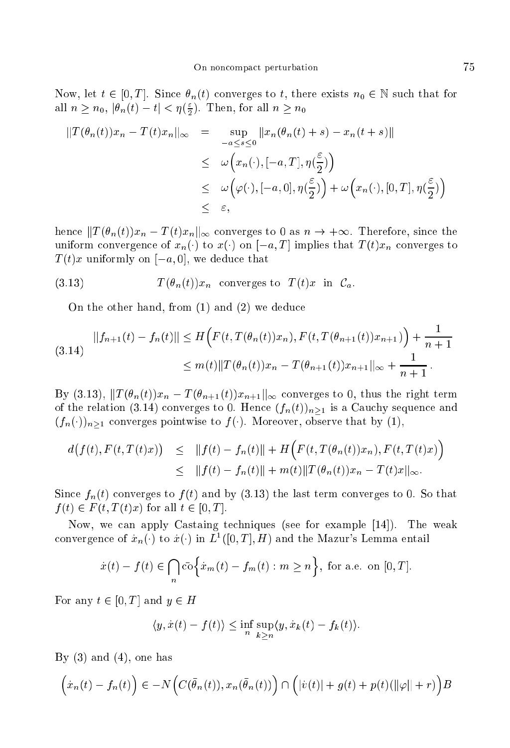Now, let $t \in [0, T]$. Since $\theta_n(t)$ converges to $t$, there exists $n_0 \in \mathbb{N}$ such that for all $n \geq n_0$, $|\theta_n(t) - t| < \eta(\frac{\varepsilon}{2})$. Then, for all $n \geq n_0$

$$
\begin{aligned}
\|T(\theta_n(t))x_n - T(t)x_n\|_\infty &= \sup_{-a \leq s \leq 0} \|x_n(\theta_n(t) + s) - x_n(t+s)\| \\
&\leq \omega\Big(x_n(\cdot), [-a, T], \eta(\frac{\varepsilon}{2})\Big) \\
&\leq \omega\Big(\varphi(\cdot), [-a, 0], \eta(\frac{\varepsilon}{2})\Big) + \omega\Big(x_n(\cdot), [0, T], \eta(\frac{\varepsilon}{2})\Big) \\
&\leq \varepsilon,
\end{aligned}
$$

hence $\|T(\theta_n(t))x_n - T(t)x_n\|_\infty$ converges to 0 as $n \to +\infty$. Therefore, since the uniform convergence of $x_n(\cdot)$ to $x(\cdot)$ on $[-a, T]$ implies that $T(t)x_n$ converges to $T(t)x$ uniformly on $[-a, 0]$, we deduce that

$$
T(\theta_n(t))x_n \;\text{ converges to }\; T(t)x \;\text{ in }\; \mathcal{C}_a. \tag{3.13}
$$

On the other hand, from (1) and (2) we deduce

$$
\begin{aligned}
\|f_{n+1}(t) - f_n(t)\| &\leq H\Big(F(t, T(\theta_n(t))x_n), F(t, T(\theta_{n+1}(t))x_{n+1})\Big) + \frac{1}{n+1} \\
&\leq m(t)\|T(\theta_n(t))x_n - T(\theta_{n+1}(t))x_{n+1}\|_\infty + \frac{1}{n+1}.
\end{aligned} \tag{3.14}
$$

By (3.13), $\|T(\theta_n(t))x_n - T(\theta_{n+1}(t))x_{n+1}\|_\infty$ converges to 0, thus the right term of the relation (3.14) converges to 0. Hence $(f_n(t))_{n\geq 1}$ is a Cauchy sequence and $(f_n(\cdot))_{n\geq 1}$ converges pointwise to $f(\cdot)$. Moreover, observe that by (1),

$$
\begin{aligned}
d\big(f(t), F(t, T(t)x)\big) &\leq \|f(t) - f_n(t)\| + H\Big(F(t, T(\theta_n(t))x_n), F(t, T(t)x)\Big) \\
&\leq \|f(t) - f_n(t)\| + m(t)\|T(\theta_n(t))x_n - T(t)x\|_\infty.
\end{aligned}
$$

Since $f_n(t)$ converges to $f(t)$ and by (3.13) the last term converges to 0. So that $f(t) \in F(t, T(t)x)$ for all $t \in [0, T]$.

Now, we can apply Castaing techniques (see for example [14]). The weak convergence of $\dot{x}_n(\cdot)$ to $\dot{x}(\cdot)$ in $L^1([0, T], H)$ and the Mazur's Lemma entail

$$
\dot{x}(t) - f(t) \in \bigcap_n \overline{\text{co}}\Big\{\dot{x}_m(t) - f_m(t) : m \geq n\Big\}, \text{ for a.e. on } [0, T].
$$

For any $t \in [0, T]$ and $y \in H$

$$
\langle y, \dot{x}(t) - f(t)\rangle \leq \inf_n \sup_{k \geq n} \langle y, \dot{x}_k(t) - f_k(t)\rangle.
$$

By (3) and (4), one has

$$
\Big(\dot{x}_n(t) - f_n(t)\Big) \in -N\Big(C(\bar{\theta}_n(t)), x_n(\bar{\theta}_n(t))\Big) \cap \Big(|\dot{v}(t)| + g(t) + p(t)(\|\varphi\| + r)\Big)B
$$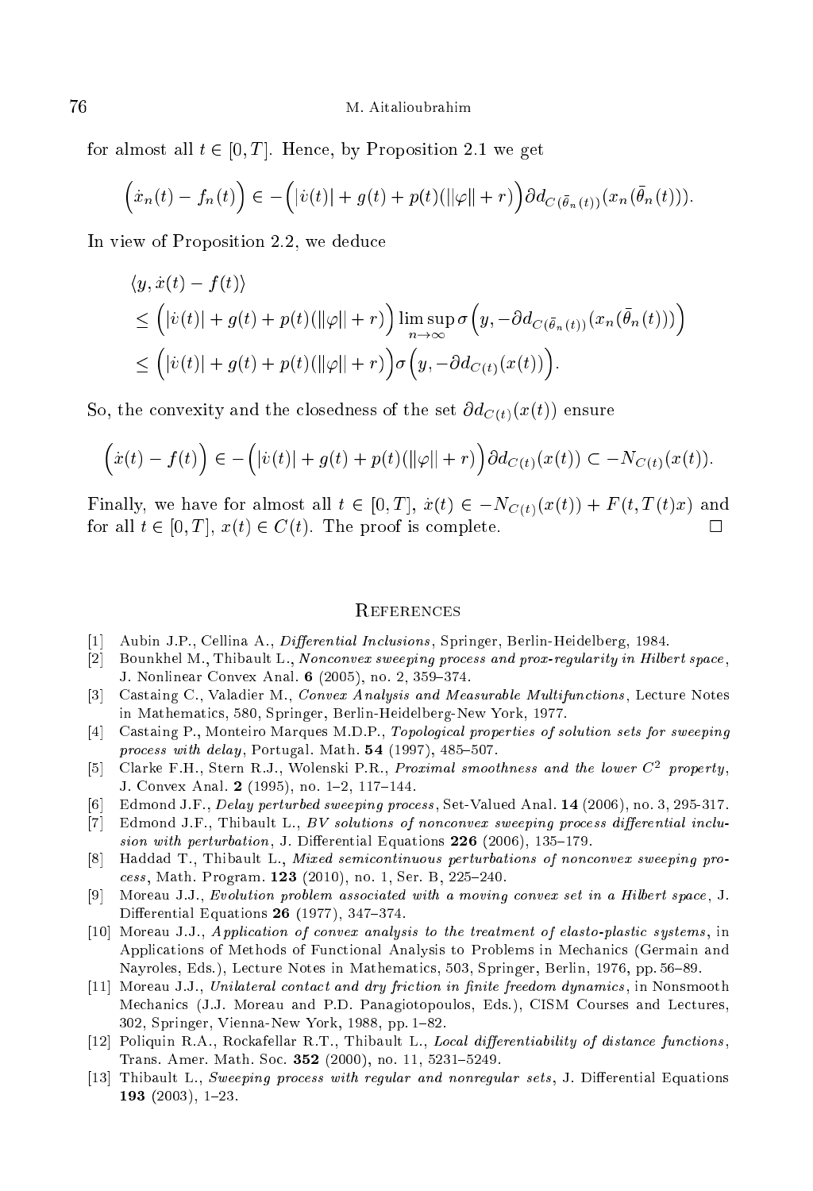for almost all $t \in [0, T]$. Hence, by Proposition 2.1 we get

$$\Big(\dot{x}_n(t) - f_n(t)\Big) \in -\Big(|\dot{v}(t)| + g(t) + p(t)(\|\varphi\| + r)\Big)\partial d_{C(\bar{\theta}_n(t))}(x_n(\bar{\theta}_n(t))).$$

In view of Proposition 2.2, we deduce

$$\begin{aligned}
&\langle y, \dot{x}(t) - f(t)\rangle \\
&\leq \Big(|\dot{v}(t)| + g(t) + p(t)(\|\varphi\| + r)\Big) \limsup_{n\to\infty} \sigma\Big(y, -\partial d_{C(\bar{\theta}_n(t))}(x_n(\bar{\theta}_n(t)))\Big) \\
&\leq \Big(|\dot{v}(t)| + g(t) + p(t)(\|\varphi\| + r)\Big)\sigma\Big(y, -\partial d_{C(t)}(x(t))\Big).
\end{aligned}$$

So, the convexity and the closedness of the set $\partial d_{C(t)}(x(t))$ ensure

$$\Big(\dot{x}(t) - f(t)\Big) \in -\Big(|\dot{v}(t)| + g(t) + p(t)(\|\varphi\| + r)\Big)\partial d_{C(t)}(x(t)) \subset -N_{C(t)}(x(t)).$$

Finally, we have for almost all $t \in [0, T]$, $\dot{x}(t) \in -N_{C(t)}(x(t)) + F(t, T(t)x)$ and for all $t \in [0, T]$, $x(t) \in C(t)$. The proof is complete. $\square$

## References

[1] Aubin J.P., Cellina A., *Differential Inclusions*, Springer, Berlin-Heidelberg, 1984.

[2] Bounkhel M., Thibault L., *Nonconvex sweeping process and prox-regularity in Hilbert space*, J. Nonlinear Convex Anal. **6** (2005), no. 2, 359–374.

[3] Castaing C., Valadier M., *Convex Analysis and Measurable Multifunctions*, Lecture Notes in Mathematics, 580, Springer, Berlin-Heidelberg-New York, 1977.

[4] Castaing P., Monteiro Marques M.D.P., *Topological properties of solution sets for sweeping process with delay*, Portugal. Math. **54** (1997), 485–507.

[5] Clarke F.H., Stern R.J., Wolenski P.R., *Proximal smoothness and the lower $C^2$ property*, J. Convex Anal. **2** (1995), no. 1–2, 117–144.

[6] Edmond J.F., *Delay perturbed sweeping process*, Set-Valued Anal. **14** (2006), no. 3, 295-317.

[7] Edmond J.F., Thibault L., *BV solutions of nonconvex sweeping process differential inclusion with perturbation*, J. Differential Equations **226** (2006), 135–179.

[8] Haddad T., Thibault L., *Mixed semicontinuous perturbations of nonconvex sweeping process*, Math. Program. **123** (2010), no. 1, Ser. B, 225–240.

[9] Moreau J.J., *Evolution problem associated with a moving convex set in a Hilbert space*, J. Differential Equations **26** (1977), 347–374.

[10] Moreau J.J., *Application of convex analysis to the treatment of elasto-plastic systems*, in Applications of Methods of Functional Analysis to Problems in Mechanics (Germain and Nayroles, Eds.), Lecture Notes in Mathematics, 503, Springer, Berlin, 1976, pp. 56–89.

[11] Moreau J.J., *Unilateral contact and dry friction in finite freedom dynamics*, in Nonsmooth Mechanics (J.J. Moreau and P.D. Panagiotopoulos, Eds.), CISM Courses and Lectures, 302, Springer, Vienna-New York, 1988, pp. 1–82.

[12] Poliquin R.A., Rockafellar R.T., Thibault L., *Local differentiability of distance functions*, Trans. Amer. Math. Soc. **352** (2000), no. 11, 5231–5249.

[13] Thibault L., *Sweeping process with regular and nonregular sets*, J. Differential Equations **193** (2003), 1–23.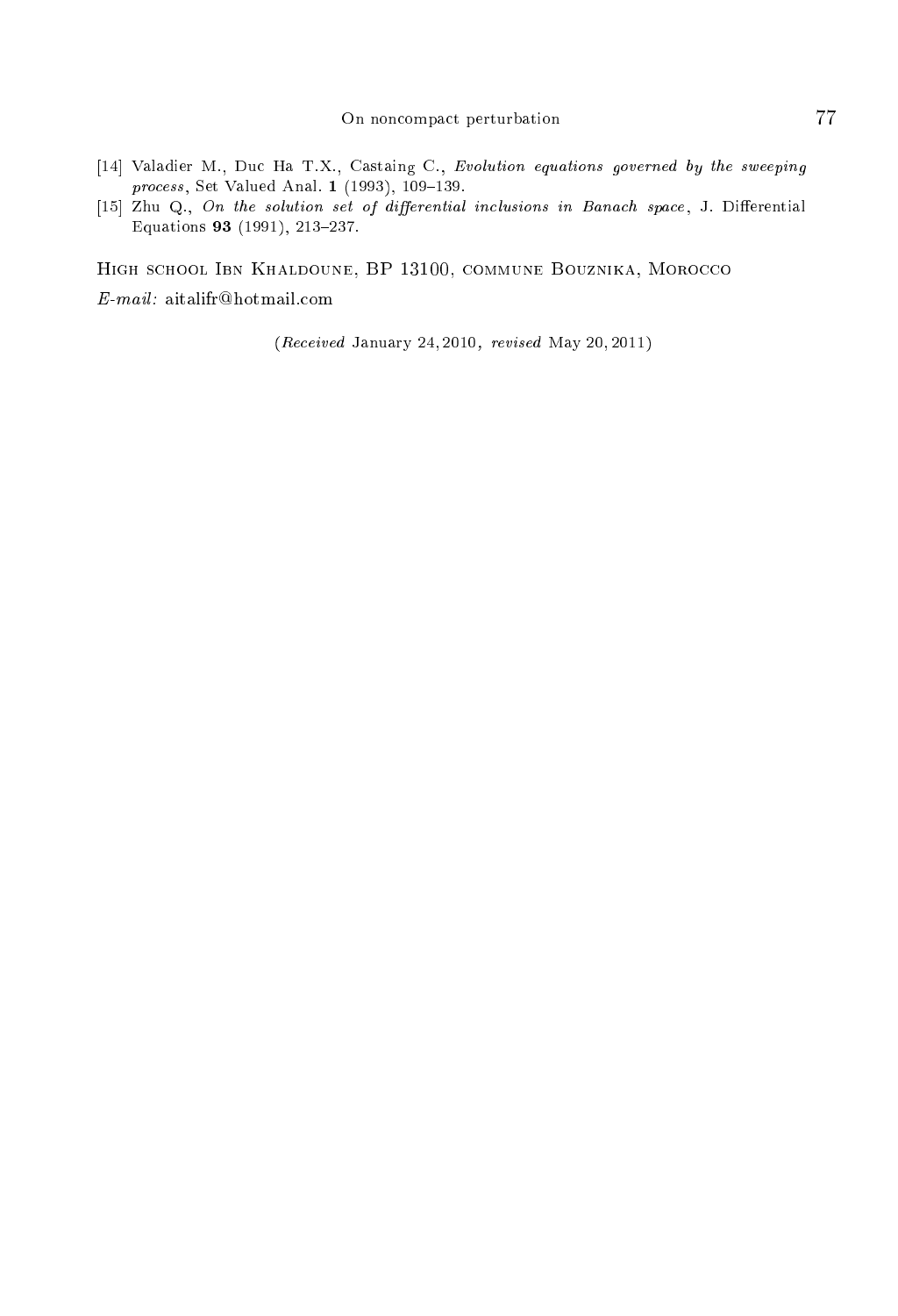[14] Valadier M., Duc Ha T.X., Castaing C., *Evolution equations governed by the sweeping process*, Set Valued Anal. **1** (1993), 109–139.

[15] Zhu Q., *On the solution set of differential inclusions in Banach space*, J. Differential Equations **93** (1991), 213–237.

High school Ibn Khaldoune, BP 13100, commune Bouznika, Morocco

*E-mail:* aitalifr@hotmail.com

(*Received* January 24, 2010, *revised* May 20, 2011)